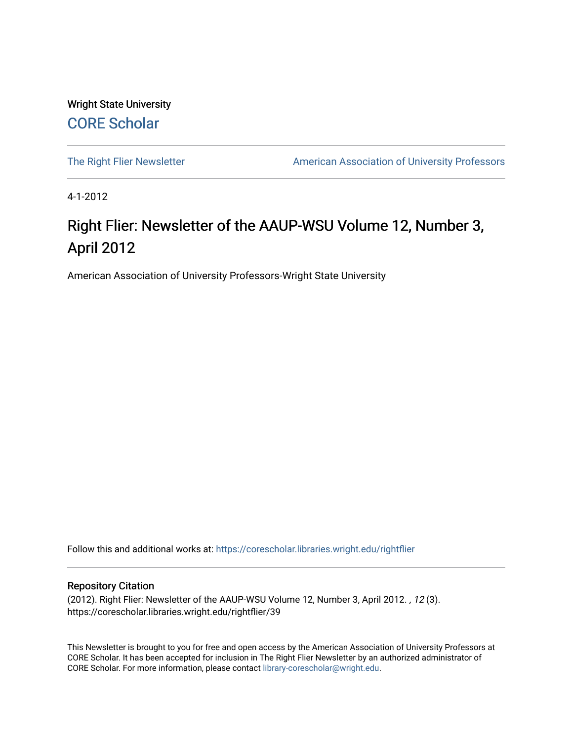Wright State University

CORE Scholar

The Right Flier Newsletter

American Association of University Professors

4-1-2012

# Right Flier: Newsletter of the AAUP-WSU Volume 12, Number 3, April 2012

American Association of University Professors-Wright State University

Follow this and additional works at: https://corescholar.libraries.wright.edu/rightflier

## Repository Citation

(2012). Right Flier: Newsletter of the AAUP-WSU Volume 12, Number 3, April 2012. , *12* (3).
https://corescholar.libraries.wright.edu/rightflier/39

This Newsletter is brought to you for free and open access by the American Association of University Professors at CORE Scholar. It has been accepted for inclusion in The Right Flier Newsletter by an authorized administrator of CORE Scholar. For more information, please contact library-corescholar@wright.edu.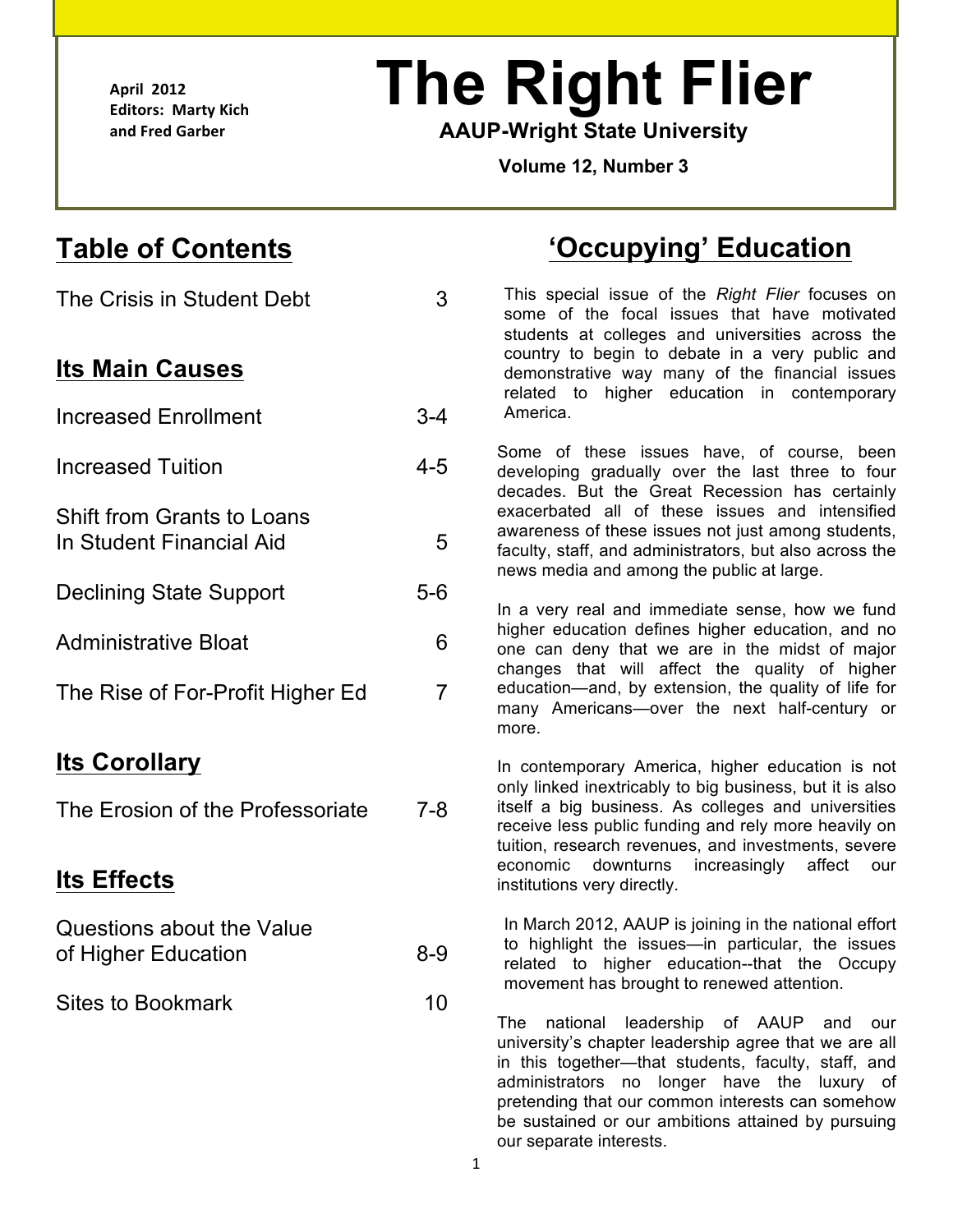April 2012
Editors: Marty Kich and Fred Garber

# The Right Flier

**AAUP-Wright State University**

**Volume 12, Number 3**

## Table of Contents

| | |
|---|---|
| The Crisis in Student Debt | 3 |
| **Its Main Causes** | |
| Increased Enrollment | 3-4 |
| Increased Tuition | 4-5 |
| Shift from Grants to Loans In Student Financial Aid | 5 |
| Declining State Support | 5-6 |
| Administrative Bloat | 6 |
| The Rise of For-Profit Higher Ed | 7 |
| **Its Corollary** | |
| The Erosion of the Professoriate | 7-8 |
| **Its Effects** | |
| Questions about the Value of Higher Education | 8-9 |
| Sites to Bookmark | 10 |

## 'Occupying' Education

This special issue of the *Right Flier* focuses on some of the focal issues that have motivated students at colleges and universities across the country to begin to debate in a very public and demonstrative way many of the financial issues related to higher education in contemporary America.

Some of these issues have, of course, been developing gradually over the last three to four decades. But the Great Recession has certainly exacerbated all of these issues and intensified awareness of these issues not just among students, faculty, staff, and administrators, but also across the news media and among the public at large.

In a very real and immediate sense, how we fund higher education defines higher education, and no one can deny that we are in the midst of major changes that will affect the quality of higher education—and, by extension, the quality of life for many Americans—over the next half-century or more.

In contemporary America, higher education is not only linked inextricably to big business, but it is also itself a big business. As colleges and universities receive less public funding and rely more heavily on tuition, research revenues, and investments, severe economic downturns increasingly affect our institutions very directly.

In March 2012, AAUP is joining in the national effort to highlight the issues—in particular, the issues related to higher education--that the Occupy movement has brought to renewed attention.

The national leadership of AAUP and our university's chapter leadership agree that we are all in this together—that students, faculty, staff, and administrators no longer have the luxury of pretending that our common interests can somehow be sustained or our ambitions attained by pursuing our separate interests.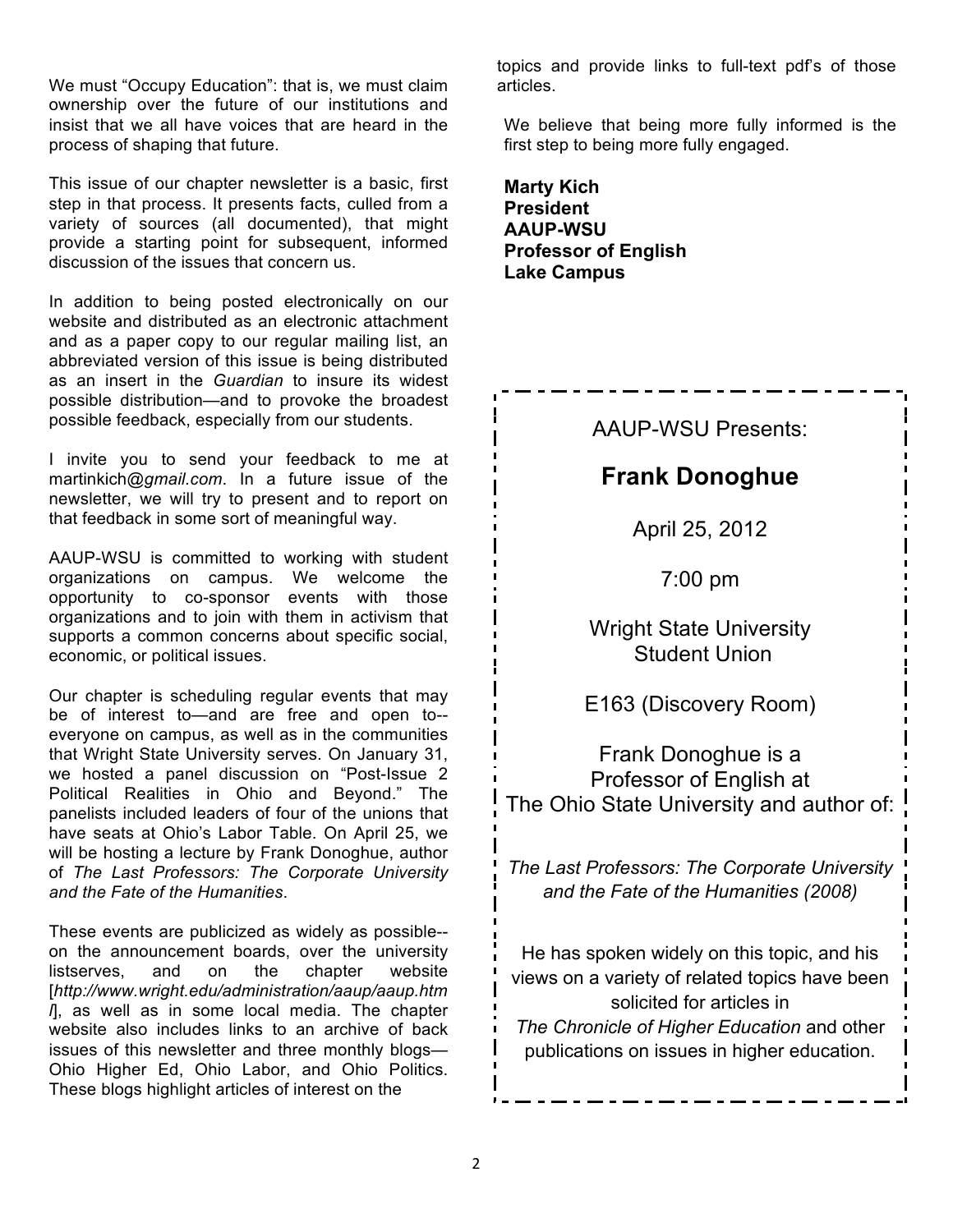We must "Occupy Education": that is, we must claim ownership over the future of our institutions and insist that we all have voices that are heard in the process of shaping that future.

This issue of our chapter newsletter is a basic, first step in that process. It presents facts, culled from a variety of sources (all documented), that might provide a starting point for subsequent, informed discussion of the issues that concern us.

In addition to being posted electronically on our website and distributed as an electronic attachment and as a paper copy to our regular mailing list, an abbreviated version of this issue is being distributed as an insert in the *Guardian* to insure its widest possible distribution—and to provoke the broadest possible feedback, especially from our students.

I invite you to send your feedback to me at martinkich@*gmail.com*. In a future issue of the newsletter, we will try to present and to report on that feedback in some sort of meaningful way.

AAUP-WSU is committed to working with student organizations on campus. We welcome the opportunity to co-sponsor events with those organizations and to join with them in activism that supports a common concerns about specific social, economic, or political issues.

Our chapter is scheduling regular events that may be of interest to—and are free and open to--everyone on campus, as well as in the communities that Wright State University serves. On January 31, we hosted a panel discussion on "Post-Issue 2 Political Realities in Ohio and Beyond." The panelists included leaders of four of the unions that have seats at Ohio's Labor Table. On April 25, we will be hosting a lecture by Frank Donoghue, author of *The Last Professors: The Corporate University and the Fate of the Humanities*.

These events are publicized as widely as possible--on the announcement boards, over the university listserves, and on the chapter website [*http://www.wright.edu/administration/aaup/aaup.html*], as well as in some local media. The chapter website also includes links to an archive of back issues of this newsletter and three monthly blogs—Ohio Higher Ed, Ohio Labor, and Ohio Politics. These blogs highlight articles of interest on the topics and provide links to full-text pdf's of those articles.

We believe that being more fully informed is the first step to being more fully engaged.

**Marty Kich**
**President**
**AAUP-WSU**
**Professor of English**
**Lake Campus**

---

AAUP-WSU Presents:

## Frank Donoghue

April 25, 2012

7:00 pm

Wright State University
Student Union

E163 (Discovery Room)

Frank Donoghue is a Professor of English at The Ohio State University and author of:

*The Last Professors: The Corporate University and the Fate of the Humanities (2008)*

He has spoken widely on this topic, and his views on a variety of related topics have been solicited for articles in *The Chronicle of Higher Education* and other publications on issues in higher education.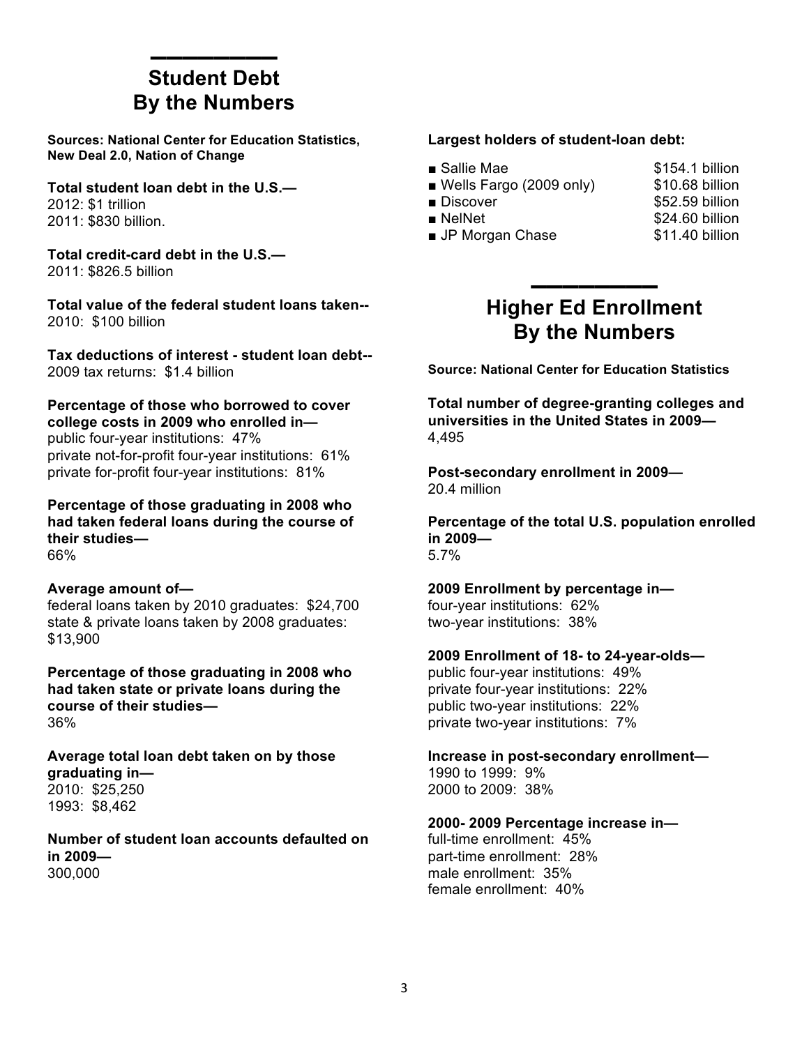## Student Debt By the Numbers

**Sources: National Center for Education Statistics, New Deal 2.0, Nation of Change**

**Total student loan debt in the U.S.—**
2012: $1 trillion
2011: $830 billion.

**Total credit-card debt in the U.S.—**
2011: $826.5 billion

**Total value of the federal student loans taken--**
2010: $100 billion

**Tax deductions of interest - student loan debt--**
2009 tax returns: $1.4 billion

**Percentage of those who borrowed to cover college costs in 2009 who enrolled in—**
public four-year institutions: 47%
private not-for-profit four-year institutions: 61%
private for-profit four-year institutions: 81%

**Percentage of those graduating in 2008 who had taken federal loans during the course of their studies—**
66%

**Average amount of—**
federal loans taken by 2010 graduates: $24,700
state & private loans taken by 2008 graduates: $13,900

**Percentage of those graduating in 2008 who had taken state or private loans during the course of their studies—**
36%

**Average total loan debt taken on by those graduating in—**
2010: $25,250
1993: $8,462

**Number of student loan accounts defaulted on in 2009—**
300,000

**Largest holders of student-loan debt:**

- Sallie Mae — $154.1 billion
- Wells Fargo (2009 only) — $10.68 billion
- Discover — $52.59 billion
- NelNet — $24.60 billion
- JP Morgan Chase — $11.40 billion

## Higher Ed Enrollment By the Numbers

**Source: National Center for Education Statistics**

**Total number of degree-granting colleges and universities in the United States in 2009—**
4,495

**Post-secondary enrollment in 2009—**
20.4 million

**Percentage of the total U.S. population enrolled in 2009—**
5.7%

**2009 Enrollment by percentage in—**
four-year institutions: 62%
two-year institutions: 38%

**2009 Enrollment of 18- to 24-year-olds—**
public four-year institutions: 49%
private four-year institutions: 22%
public two-year institutions: 22%
private two-year institutions: 7%

**Increase in post-secondary enrollment—**
1990 to 1999: 9%
2000 to 2009: 38%

**2000- 2009 Percentage increase in—**
full-time enrollment: 45%
part-time enrollment: 28%
male enrollment: 35%
female enrollment: 40%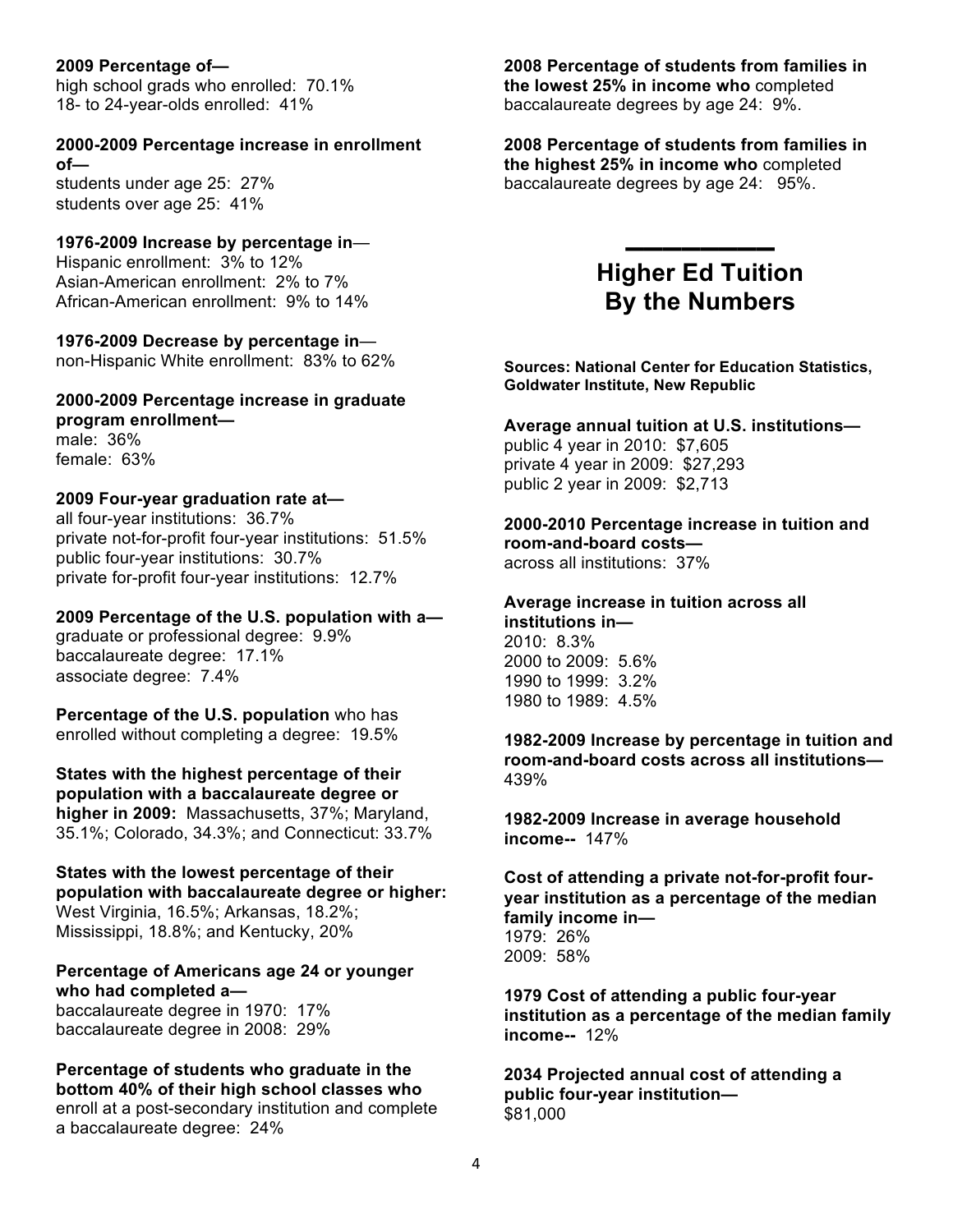**2009 Percentage of—**
high school grads who enrolled: 70.1%
18- to 24-year-olds enrolled: 41%

**2000-2009 Percentage increase in enrollment of—**
students under age 25: 27%
students over age 25: 41%

**1976-2009 Increase by percentage in**—
Hispanic enrollment: 3% to 12%
Asian-American enrollment: 2% to 7%
African-American enrollment: 9% to 14%

**1976-2009 Decrease by percentage in**—
non-Hispanic White enrollment: 83% to 62%

**2000-2009 Percentage increase in graduate program enrollment—**
male: 36%
female: 63%

**2009 Four-year graduation rate at—**
all four-year institutions: 36.7%
private not-for-profit four-year institutions: 51.5%
public four-year institutions: 30.7%
private for-profit four-year institutions: 12.7%

**2009 Percentage of the U.S. population with a—**
graduate or professional degree: 9.9%
baccalaureate degree: 17.1%
associate degree: 7.4%

**Percentage of the U.S. population** who has enrolled without completing a degree: 19.5%

**States with the highest percentage of their population with a baccalaureate degree or higher in 2009:** Massachusetts, 37%; Maryland, 35.1%; Colorado, 34.3%; and Connecticut: 33.7%

**States with the lowest percentage of their population with baccalaureate degree or higher:** West Virginia, 16.5%; Arkansas, 18.2%; Mississippi, 18.8%; and Kentucky, 20%

**Percentage of Americans age 24 or younger who had completed a—**
baccalaureate degree in 1970: 17%
baccalaureate degree in 2008: 29%

**Percentage of students who graduate in the bottom 40% of their high school classes who** enroll at a post-secondary institution and complete a baccalaureate degree: 24%

**2008 Percentage of students from families in the lowest 25% in income who** completed baccalaureate degrees by age 24: 9%.

**2008 Percentage of students from families in the highest 25% in income who** completed baccalaureate degrees by age 24: 95%.

---

## Higher Ed Tuition By the Numbers

**Sources: National Center for Education Statistics, Goldwater Institute, New Republic**

**Average annual tuition at U.S. institutions—**
public 4 year in 2010: $7,605
private 4 year in 2009: $27,293
public 2 year in 2009: $2,713

**2000-2010 Percentage increase in tuition and room-and-board costs—**
across all institutions: 37%

**Average increase in tuition across all institutions in—**
2010: 8.3%
2000 to 2009: 5.6%
1990 to 1999: 3.2%
1980 to 1989: 4.5%

**1982-2009 Increase by percentage in tuition and room-and-board costs across all institutions—** 439%

**1982-2009 Increase in average household income--** 147%

**Cost of attending a private not-for-profit four-year institution as a percentage of the median family income in—**
1979: 26%
2009: 58%

**1979 Cost of attending a public four-year institution as a percentage of the median family income--** 12%

**2034 Projected annual cost of attending a public four-year institution—**
$81,000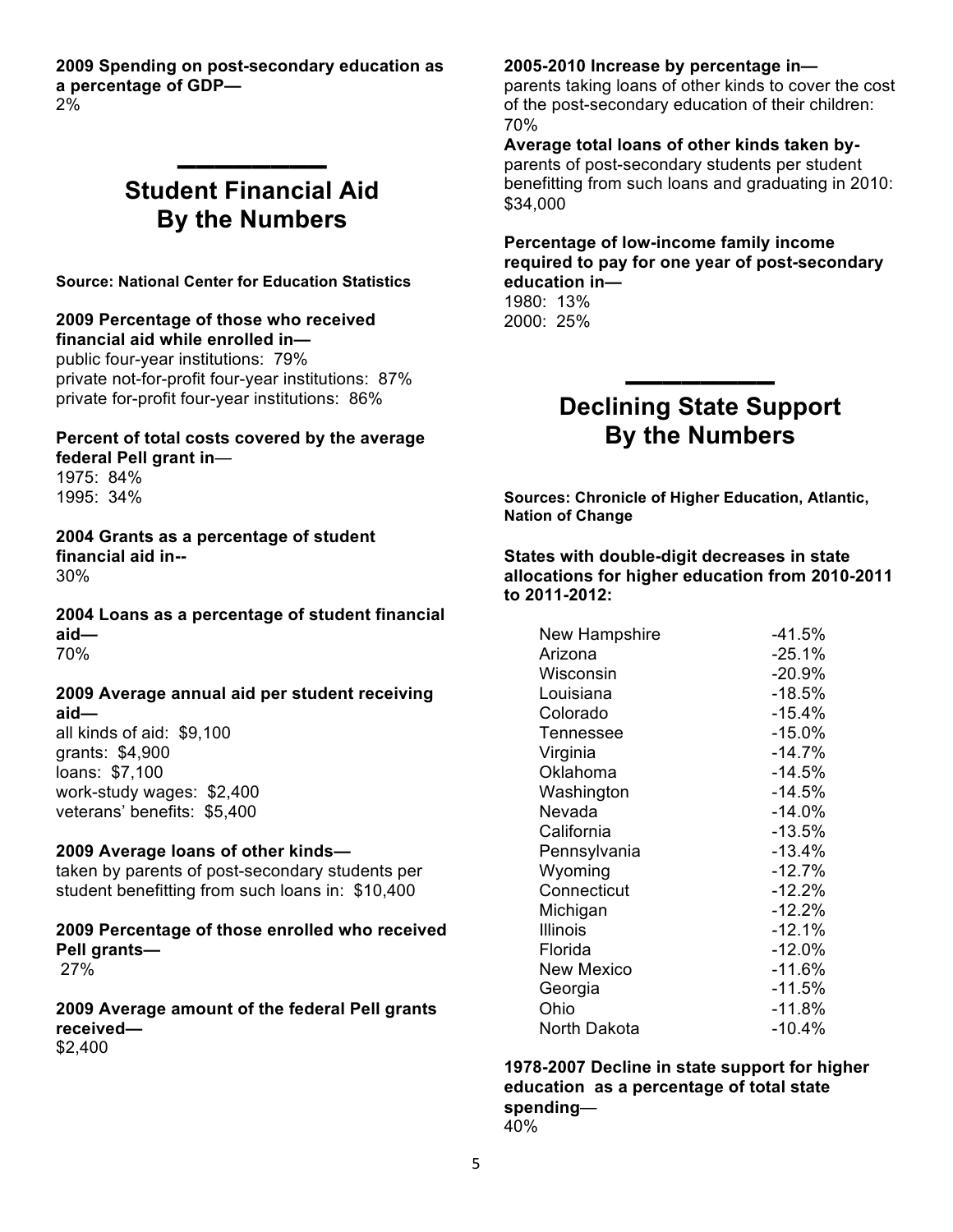**2009 Spending on post-secondary education as a percentage of GDP—**
2%

## Student Financial Aid By the Numbers

**Source: National Center for Education Statistics**

**2009 Percentage of those who received financial aid while enrolled in—**
public four-year institutions: 79%
private not-for-profit four-year institutions: 87%
private for-profit four-year institutions: 86%

**Percent of total costs covered by the average federal Pell grant in—**
1975: 84%
1995: 34%

**2004 Grants as a percentage of student financial aid in--**
30%

**2004 Loans as a percentage of student financial aid—**
70%

**2009 Average annual aid per student receiving aid—**
all kinds of aid: $9,100
grants: $4,900
loans: $7,100
work-study wages: $2,400
veterans' benefits: $5,400

**2009 Average loans of other kinds—**
taken by parents of post-secondary students per student benefitting from such loans in: $10,400

**2009 Percentage of those enrolled who received Pell grants—**
27%

**2009 Average amount of the federal Pell grants received—**
$2,400

**2005-2010 Increase by percentage in—**
parents taking loans of other kinds to cover the cost of the post-secondary education of their children: 70%

**Average total loans of other kinds taken by-**
parents of post-secondary students per student benefitting from such loans and graduating in 2010: $34,000

**Percentage of low-income family income required to pay for one year of post-secondary education in—**
1980: 13%
2000: 25%

## Declining State Support By the Numbers

**Sources: Chronicle of Higher Education, Atlantic, Nation of Change**

**States with double-digit decreases in state allocations for higher education from 2010-2011 to 2011-2012:**

| State | Change |
|---|---|
| New Hampshire | -41.5% |
| Arizona | -25.1% |
| Wisconsin | -20.9% |
| Louisiana | -18.5% |
| Colorado | -15.4% |
| Tennessee | -15.0% |
| Virginia | -14.7% |
| Oklahoma | -14.5% |
| Washington | -14.5% |
| Nevada | -14.0% |
| California | -13.5% |
| Pennsylvania | -13.4% |
| Wyoming | -12.7% |
| Connecticut | -12.2% |
| Michigan | -12.2% |
| Illinois | -12.1% |
| Florida | -12.0% |
| New Mexico | -11.6% |
| Georgia | -11.5% |
| Ohio | -11.8% |
| North Dakota | -10.4% |

**1978-2007 Decline in state support for higher education as a percentage of total state spending—**
40%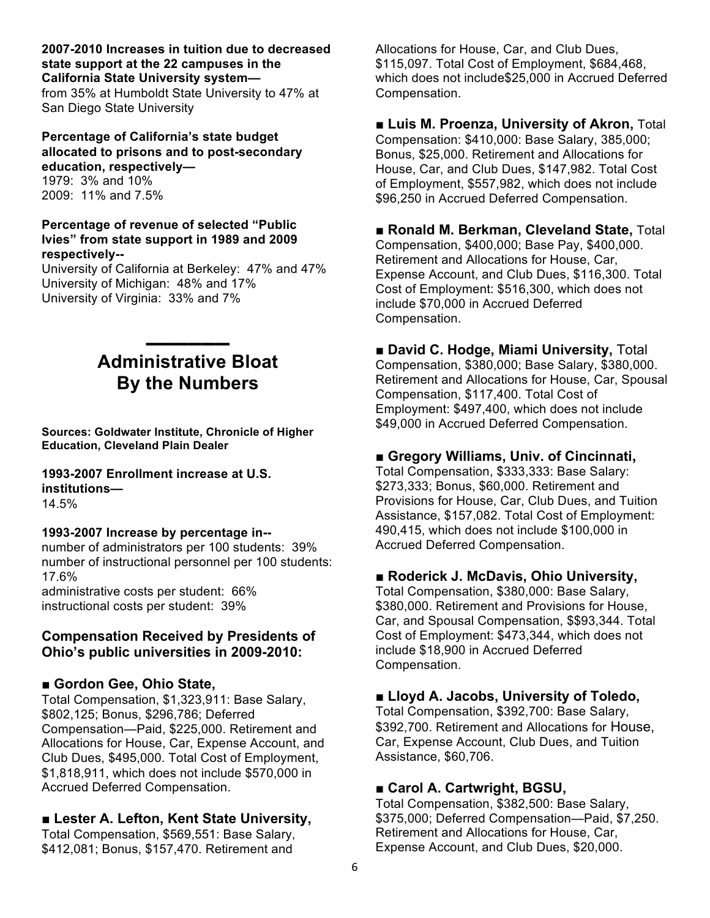**2007-2010 Increases in tuition due to decreased state support at the 22 campuses in the California State University system—**
from 35% at Humboldt State University to 47% at San Diego State University

**Percentage of California's state budget allocated to prisons and to post-secondary education, respectively—**
1979: 3% and 10%
2009: 11% and 7.5%

**Percentage of revenue of selected "Public Ivies" from state support in 1989 and 2009 respectively--**
University of California at Berkeley: 47% and 47%
University of Michigan: 48% and 17%
University of Virginia: 33% and 7%

---

## Administrative Bloat By the Numbers

**Sources: Goldwater Institute, Chronicle of Higher Education, Cleveland Plain Dealer**

**1993-2007 Enrollment increase at U.S. institutions—**
14.5%

**1993-2007 Increase by percentage in--**
number of administrators per 100 students: 39%
number of instructional personnel per 100 students: 17.6%
administrative costs per student: 66%
instructional costs per student: 39%

### Compensation Received by Presidents of Ohio's public universities in 2009-2010:

■ **Gordon Gee, Ohio State,**
Total Compensation, $1,323,911: Base Salary, $802,125; Bonus, $296,786; Deferred Compensation—Paid, $225,000. Retirement and Allocations for House, Car, Expense Account, and Club Dues, $495,000. Total Cost of Employment, $1,818,911, which does not include $570,000 in Accrued Deferred Compensation.

■ **Lester A. Lefton, Kent State University,**
Total Compensation, $569,551: Base Salary, $412,081; Bonus, $157,470. Retirement and Allocations for House, Car, and Club Dues, $115,097. Total Cost of Employment, $684,468, which does not include$25,000 in Accrued Deferred Compensation.

■ **Luis M. Proenza, University of Akron,** Total Compensation: $410,000: Base Salary, 385,000; Bonus, $25,000. Retirement and Allocations for House, Car, and Club Dues, $147,982. Total Cost of Employment, $557,982, which does not include $96,250 in Accrued Deferred Compensation.

■ **Ronald M. Berkman, Cleveland State,** Total Compensation, $400,000; Base Pay, $400,000. Retirement and Allocations for House, Car, Expense Account, and Club Dues, $116,300. Total Cost of Employment: $516,300, which does not include $70,000 in Accrued Deferred Compensation.

■ **David C. Hodge, Miami University,** Total Compensation, $380,000; Base Salary, $380,000. Retirement and Allocations for House, Car, Spousal Compensation, $117,400. Total Cost of Employment: $497,400, which does not include $49,000 in Accrued Deferred Compensation.

■ **Gregory Williams, Univ. of Cincinnati,**
Total Compensation, $333,333: Base Salary: $273,333; Bonus, $60,000. Retirement and Provisions for House, Car, Club Dues, and Tuition Assistance, $157,082. Total Cost of Employment: 490,415, which does not include $100,000 in Accrued Deferred Compensation.

■ **Roderick J. McDavis, Ohio University,**
Total Compensation, $380,000: Base Salary, $380,000. Retirement and Provisions for House, Car, and Spousal Compensation, $$93,344. Total Cost of Employment: $473,344, which does not include $18,900 in Accrued Deferred Compensation.

■ **Lloyd A. Jacobs, University of Toledo,**
Total Compensation, $392,700: Base Salary, $392,700. Retirement and Allocations for House, Car, Expense Account, Club Dues, and Tuition Assistance, $60,706.

■ **Carol A. Cartwright, BGSU,**
Total Compensation, $382,500: Base Salary, $375,000; Deferred Compensation—Paid, $7,250. Retirement and Allocations for House, Car, Expense Account, and Club Dues, $20,000.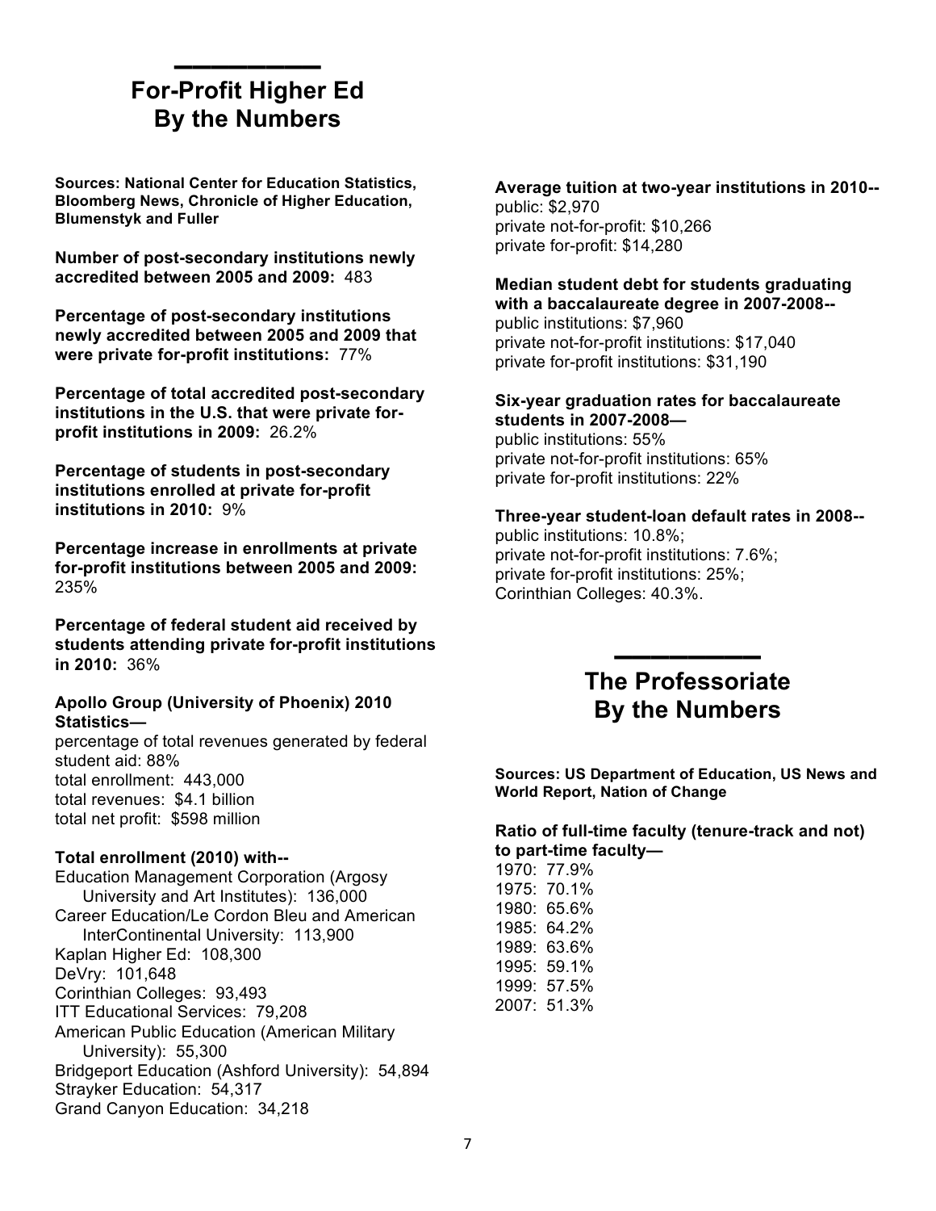## For-Profit Higher Ed By the Numbers

**Sources: National Center for Education Statistics, Bloomberg News, Chronicle of Higher Education, Blumenstyk and Fuller**

**Number of post-secondary institutions newly accredited between 2005 and 2009:** 483

**Percentage of post-secondary institutions newly accredited between 2005 and 2009 that were private for-profit institutions:** 77%

**Percentage of total accredited post-secondary institutions in the U.S. that were private for-profit institutions in 2009:** 26.2%

**Percentage of students in post-secondary institutions enrolled at private for-profit institutions in 2010:** 9%

**Percentage increase in enrollments at private for-profit institutions between 2005 and 2009:** 235%

**Percentage of federal student aid received by students attending private for-profit institutions in 2010:** 36%

**Apollo Group (University of Phoenix) 2010 Statistics—**
percentage of total revenues generated by federal student aid: 88%
total enrollment: 443,000
total revenues: $4.1 billion
total net profit: $598 million

**Total enrollment (2010) with--**
Education Management Corporation (Argosy University and Art Institutes): 136,000
Career Education/Le Cordon Bleu and American InterContinental University: 113,900
Kaplan Higher Ed: 108,300
DeVry: 101,648
Corinthian Colleges: 93,493
ITT Educational Services: 79,208
American Public Education (American Military University): 55,300
Bridgeport Education (Ashford University): 54,894
Strayker Education: 54,317
Grand Canyon Education: 34,218

**Average tuition at two-year institutions in 2010--**
public: $2,970
private not-for-profit: $10,266
private for-profit: $14,280

**Median student debt for students graduating with a baccalaureate degree in 2007-2008--**
public institutions: $7,960
private not-for-profit institutions: $17,040
private for-profit institutions: $31,190

**Six-year graduation rates for baccalaureate students in 2007-2008—**
public institutions: 55%
private not-for-profit institutions: 65%
private for-profit institutions: 22%

**Three-year student-loan default rates in 2008--**
public institutions: 10.8%;
private not-for-profit institutions: 7.6%;
private for-profit institutions: 25%;
Corinthian Colleges: 40.3%.

## The Professoriate By the Numbers

**Sources: US Department of Education, US News and World Report, Nation of Change**

**Ratio of full-time faculty (tenure-track and not) to part-time faculty—**
1970: 77.9%
1975: 70.1%
1980: 65.6%
1985: 64.2%
1989: 63.6%
1995: 59.1%
1999: 57.5%
2007: 51.3%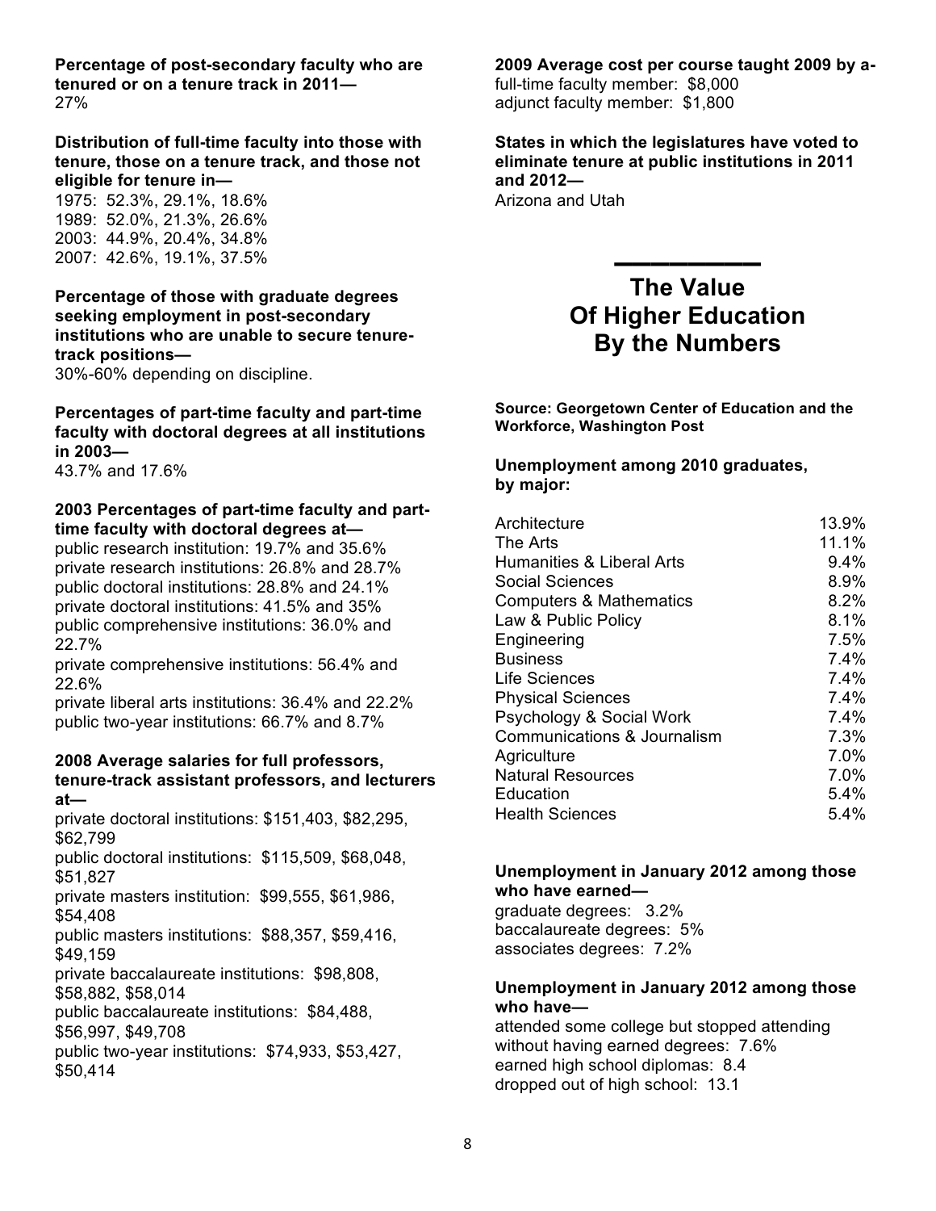**Percentage of post-secondary faculty who are tenured or on a tenure track in 2011—**
27%

**Distribution of full-time faculty into those with tenure, those on a tenure track, and those not eligible for tenure in—**
1975: 52.3%, 29.1%, 18.6%
1989: 52.0%, 21.3%, 26.6%
2003: 44.9%, 20.4%, 34.8%
2007: 42.6%, 19.1%, 37.5%

**Percentage of those with graduate degrees seeking employment in post-secondary institutions who are unable to secure tenure-track positions—**
30%-60% depending on discipline.

**Percentages of part-time faculty and part-time faculty with doctoral degrees at all institutions in 2003—**
43.7% and 17.6%

**2003 Percentages of part-time faculty and part-time faculty with doctoral degrees at—**
public research institution: 19.7% and 35.6%
private research institutions: 26.8% and 28.7%
public doctoral institutions: 28.8% and 24.1%
private doctoral institutions: 41.5% and 35%
public comprehensive institutions: 36.0% and 22.7%
private comprehensive institutions: 56.4% and 22.6%
private liberal arts institutions: 36.4% and 22.2%
public two-year institutions: 66.7% and 8.7%

**2008 Average salaries for full professors, tenure-track assistant professors, and lecturers at—**
private doctoral institutions: $151,403, $82,295, $62,799
public doctoral institutions: $115,509, $68,048, $51,827
private masters institution: $99,555, $61,986, $54,408
public masters institutions: $88,357, $59,416, $49,159
private baccalaureate institutions: $98,808, $58,882, $58,014
public baccalaureate institutions: $84,488, $56,997, $49,708
public two-year institutions: $74,933, $53,427, $50,414

**2009 Average cost per course taught 2009 by a-**
full-time faculty member: $8,000
adjunct faculty member: $1,800

**States in which the legislatures have voted to eliminate tenure at public institutions in 2011 and 2012—**
Arizona and Utah

---

# The Value Of Higher Education By the Numbers

**Source: Georgetown Center of Education and the Workforce, Washington Post**

**Unemployment among 2010 graduates, by major:**

| Major | Unemployment |
|---|---|
| Architecture | 13.9% |
| The Arts | 11.1% |
| Humanities & Liberal Arts | 9.4% |
| Social Sciences | 8.9% |
| Computers & Mathematics | 8.2% |
| Law & Public Policy | 8.1% |
| Engineering | 7.5% |
| Business | 7.4% |
| Life Sciences | 7.4% |
| Physical Sciences | 7.4% |
| Psychology & Social Work | 7.4% |
| Communications & Journalism | 7.3% |
| Agriculture | 7.0% |
| Natural Resources | 7.0% |
| Education | 5.4% |
| Health Sciences | 5.4% |

**Unemployment in January 2012 among those who have earned—**
graduate degrees: 3.2%
baccalaureate degrees: 5%
associates degrees: 7.2%

**Unemployment in January 2012 among those who have—**
attended some college but stopped attending without having earned degrees: 7.6%
earned high school diplomas: 8.4
dropped out of high school: 13.1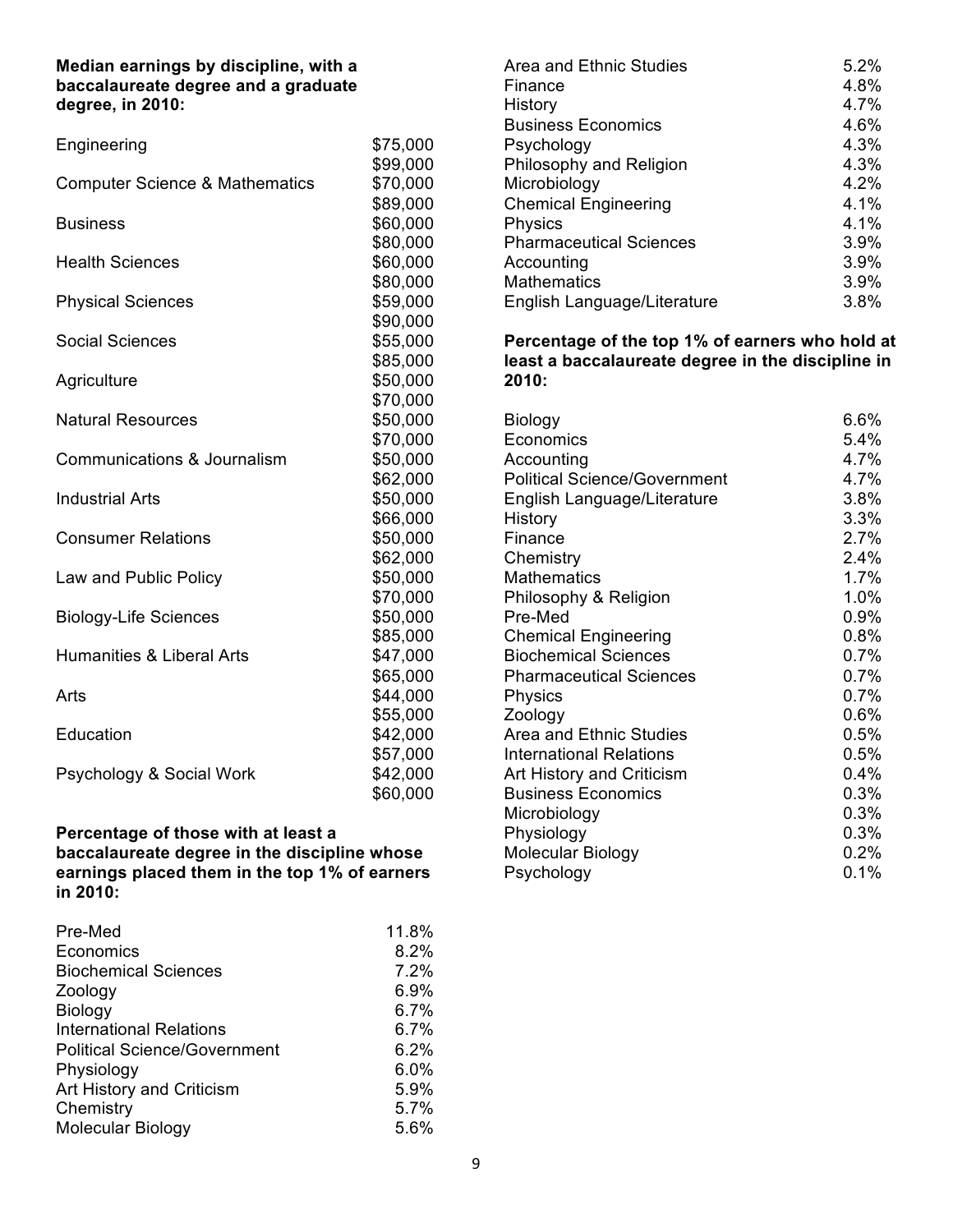**Median earnings by discipline, with a baccalaureate degree and a graduate degree, in 2010:**

| Discipline | Earnings |
|---|---|
| Engineering | $75,000 |
| | $99,000 |
| Computer Science & Mathematics | $70,000 |
| | $89,000 |
| Business | $60,000 |
| | $80,000 |
| Health Sciences | $60,000 |
| | $80,000 |
| Physical Sciences | $59,000 |
| | $90,000 |
| Social Sciences | $55,000 |
| | $85,000 |
| Agriculture | $50,000 |
| | $70,000 |
| Natural Resources | $50,000 |
| | $70,000 |
| Communications & Journalism | $50,000 |
| | $62,000 |
| Industrial Arts | $50,000 |
| | $66,000 |
| Consumer Relations | $50,000 |
| | $62,000 |
| Law and Public Policy | $50,000 |
| | $70,000 |
| Biology-Life Sciences | $50,000 |
| | $85,000 |
| Humanities & Liberal Arts | $47,000 |
| | $65,000 |
| Arts | $44,000 |
| | $55,000 |
| Education | $42,000 |
| | $57,000 |
| Psychology & Social Work | $42,000 |
| | $60,000 |

**Percentage of those with at least a baccalaureate degree in the discipline whose earnings placed them in the top 1% of earners in 2010:**

| Discipline | Percentage |
|---|---|
| Pre-Med | 11.8% |
| Economics | 8.2% |
| Biochemical Sciences | 7.2% |
| Zoology | 6.9% |
| Biology | 6.7% |
| International Relations | 6.7% |
| Political Science/Government | 6.2% |
| Physiology | 6.0% |
| Art History and Criticism | 5.9% |
| Chemistry | 5.7% |
| Molecular Biology | 5.6% |
| Area and Ethnic Studies | 5.2% |
| Finance | 4.8% |
| History | 4.7% |
| Business Economics | 4.6% |
| Psychology | 4.3% |
| Philosophy and Religion | 4.3% |
| Microbiology | 4.2% |
| Chemical Engineering | 4.1% |
| Physics | 4.1% |
| Pharmaceutical Sciences | 3.9% |
| Accounting | 3.9% |
| Mathematics | 3.9% |
| English Language/Literature | 3.8% |

**Percentage of the top 1% of earners who hold at least a baccalaureate degree in the discipline in 2010:**

| Discipline | Percentage |
|---|---|
| Biology | 6.6% |
| Economics | 5.4% |
| Accounting | 4.7% |
| Political Science/Government | 4.7% |
| English Language/Literature | 3.8% |
| History | 3.3% |
| Finance | 2.7% |
| Chemistry | 2.4% |
| Mathematics | 1.7% |
| Philosophy & Religion | 1.0% |
| Pre-Med | 0.9% |
| Chemical Engineering | 0.8% |
| Biochemical Sciences | 0.7% |
| Pharmaceutical Sciences | 0.7% |
| Physics | 0.7% |
| Zoology | 0.6% |
| Area and Ethnic Studies | 0.5% |
| International Relations | 0.5% |
| Art History and Criticism | 0.4% |
| Business Economics | 0.3% |
| Microbiology | 0.3% |
| Physiology | 0.3% |
| Molecular Biology | 0.2% |
| Psychology | 0.1% |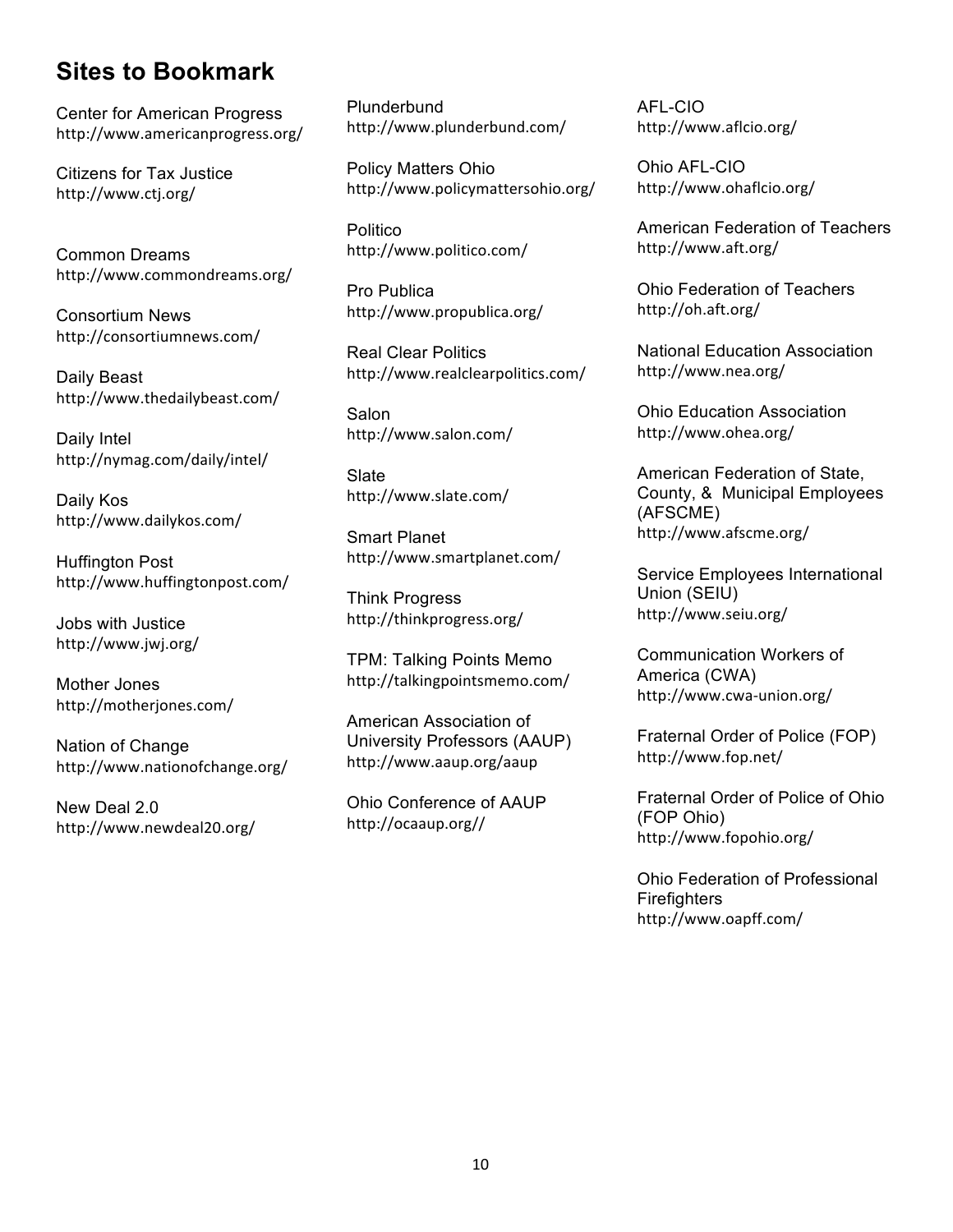## Sites to Bookmark

Center for American Progress
http://www.americanprogress.org/

Citizens for Tax Justice
http://www.ctj.org/

Common Dreams
http://www.commondreams.org/

Consortium News
http://consortiumnews.com/

Daily Beast
http://www.thedailybeast.com/

Daily Intel
http://nymag.com/daily/intel/

Daily Kos
http://www.dailykos.com/

Huffington Post
http://www.huffingtonpost.com/

Jobs with Justice
http://www.jwj.org/

Mother Jones
http://motherjones.com/

Nation of Change
http://www.nationofchange.org/

New Deal 2.0
http://www.newdeal20.org/

Plunderbund
http://www.plunderbund.com/

Policy Matters Ohio
http://www.policymattersohio.org/

Politico
http://www.politico.com/

Pro Publica
http://www.propublica.org/

Real Clear Politics
http://www.realclearpolitics.com/

Salon
http://www.salon.com/

Slate
http://www.slate.com/

Smart Planet
http://www.smartplanet.com/

Think Progress
http://thinkprogress.org/

TPM: Talking Points Memo
http://talkingpointsmemo.com/

American Association of University Professors (AAUP)
http://www.aaup.org/aaup

Ohio Conference of AAUP
http://ocaaup.org//

AFL-CIO
http://www.aflcio.org/

Ohio AFL-CIO
http://www.ohaflcio.org/

American Federation of Teachers
http://www.aft.org/

Ohio Federation of Teachers
http://oh.aft.org/

National Education Association
http://www.nea.org/

Ohio Education Association
http://www.ohea.org/

American Federation of State, County, & Municipal Employees (AFSCME)
http://www.afscme.org/

Service Employees International Union (SEIU)
http://www.seiu.org/

Communication Workers of America (CWA)
http://www.cwa-union.org/

Fraternal Order of Police (FOP)
http://www.fop.net/

Fraternal Order of Police of Ohio (FOP Ohio)
http://www.fopohio.org/

Ohio Federation of Professional Firefighters
http://www.oapff.com/